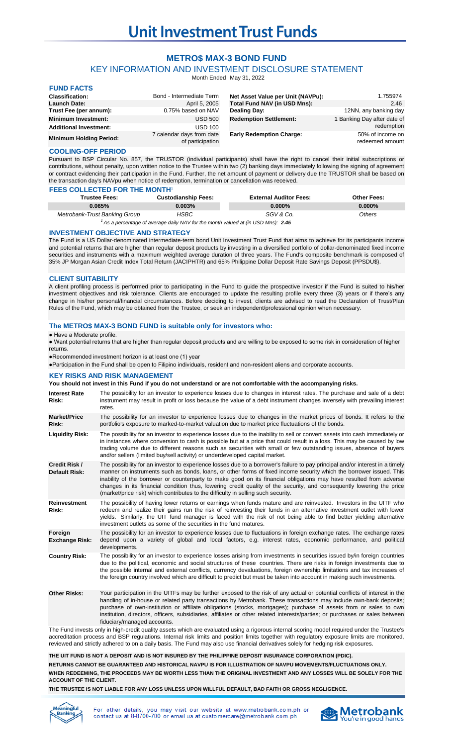# Unit Investment Trust Funds

## METRO$ MAX-3 BOND FUND

### KEY INFORMATION AND INVESTMENT DISCLOSURE STATEMENT

Month Ended May 31, 2022

### FUND FACTS

| | | | |
|---|---|---|---|
| **Classification:** | Bond - Intermediate Term | **Net Asset Value per Unit (NAVPu):** | 1.755974 |
| **Launch Date:** | April 5, 2005 | **Total Fund NAV (in USD Mns):** | 2.46 |
| **Trust Fee (per annum):** | 0.75% based on NAV | **Dealing Day:** | 12NN, any banking day |
| **Minimum Investment:** | USD 500 | **Redemption Settlement:** | 1 Banking Day after date of redemption |
| **Additional Investment:** | USD 100 | | |
| **Minimum Holding Period:** | 7 calendar days from date of participation | **Early Redemption Charge:** | 50% of income on redeemed amount |

### COOLING-OFF PERIOD

Pursuant to BSP Circular No. 857, the TRUSTOR (individual participants) shall have the right to cancel their initial subscriptions or contributions, without penalty, upon written notice to the Trustee within two (2) banking days immediately following the signing of agreement or contract evidencing their participation in the Fund. Further, the net amount of payment or delivery due the TRUSTOR shall be based on the transaction day's NAVpu when notice of redemption, termination or cancellation was received.

### FEES COLLECTED FOR THE MONTH[1]

| Trustee Fees: | Custodianship Fees: | External Auditor Fees: | Other Fees: |
|---|---|---|---|
| 0.065% | 0.003% | 0.000% | 0.000% |
| *Metrobank-Trust Banking Group* | *HSBC* | *SGV & Co.* | *Others* |

[1] *As a percentage of average daily NAV for the month valued at (in USD Mns):* ***2.45***

### INVESTMENT OBJECTIVE AND STRATEGY

The Fund is a US Dollar-denominated intermediate-term bond Unit Investment Trust Fund that aims to achieve for its participants income and potential returns that are higher than regular deposit products by investing in a diversified portfolio of dollar-denominated fixed income securities and instruments with a maximum weighted average duration of three years. The Fund's composite benchmark is composed of 35% JP Morgan Asian Credit Index Total Return (JACIPHTR) and 65% Philippine Dollar Deposit Rate Savings Deposit (PPSDU$).

### CLIENT SUITABILITY

A client profiling process is performed prior to participating in the Fund to guide the prospective investor if the Fund is suited to his/her investment objectives and risk tolerance. Clients are encouraged to update the resulting profile every three (3) years or if there's any change in his/her personal/financial circumstances. Before deciding to invest, clients are advised to read the Declaration of Trust/Plan Rules of the Fund, which may be obtained from the Trustee, or seek an independent/professional opinion when necessary.

### The METRO$ MAX-3 BOND FUND is suitable only for investors who:

- Have a Moderate profile.
- Want potential returns that are higher than regular deposit products and are willing to be exposed to some risk in consideration of higher returns.
- Recommended investment horizon is at least one (1) year
- Participation in the Fund shall be open to Filipino individuals, resident and non-resident aliens and corporate accounts.

### KEY RISKS AND RISK MANAGEMENT

**You should not invest in this Fund if you do not understand or are not comfortable with the accompanying risks.**

| | |
|---|---|
| **Interest Rate Risk:** | The possibility for an investor to experience losses due to changes in interest rates. The purchase and sale of a debt instrument may result in profit or loss because the value of a debt instrument changes inversely with prevailing interest rates. |
| **Market/Price Risk:** | The possibility for an investor to experience losses due to changes in the market prices of bonds. It refers to the portfolio's exposure to marked-to-market valuation due to market price fluctuations of the bonds. |
| **Liquidity Risk:** | The possibility for an investor to experience losses due to the inability to sell or convert assets into cash immediately or in instances where conversion to cash is possible but at a price that could result in a loss. This may be caused by low trading volume due to different reasons such as securities with small or few outstanding issues, absence of buyers and/or sellers (limited buy/sell activity) or underdeveloped capital market. |
| **Credit Risk / Default Risk:** | The possibility for an investor to experience losses due to a borrower's failure to pay principal and/or interest in a timely manner on instruments such as bonds, loans, or other forms of fixed income security which the borrower issued. This inability of the borrower or counterparty to make good on its financial obligations may have resulted from adverse changes in its financial condition thus, lowering credit quality of the security, and consequently lowering the price (market/price risk) which contributes to the difficulty in selling such security. |
| **Reinvestment Risk:** | The possibility of having lower returns or earnings when funds mature and are reinvested. Investors in the UITF who redeem and realize their gains run the risk of reinvesting their funds in an alternative investment outlet with lower yields. Similarly, the UIT fund manager is faced with the risk of not being able to find better yielding alternative investment outlets as some of the securities in the fund matures. |
| **Foreign Exchange Risk:** | The possibility for an investor to experience losses due to fluctuations in foreign exchange rates. The exchange rates depend upon a variety of global and local factors, e.g. interest rates, economic performance, and political developments. |
| **Country Risk:** | The possibility for an investor to experience losses arising from investments in securities issued by/in foreign countries due to the political, economic and social structures of these countries. There are risks in foreign investments due to the possible internal and external conflicts, currency devaluations, foreign ownership limitations and tax increases of the foreign country involved which are difficult to predict but must be taken into account in making such investments. |
| **Other Risks:** | Your participation in the UITFs may be further exposed to the risk of any actual or potential conflicts of interest in the handling of in-house or related party transactions by Metrobank. These transactions may include own-bank deposits; purchase of own-institution or affiliate obligations (stocks, mortgages); purchase of assets from or sales to own institution, directors, officers, subsidiaries, affiliates or other related interests/parties; or purchases or sales between fiduciary/managed accounts. |

The Fund invests only in high-credit quality assets which are evaluated using a rigorous internal scoring model required under the Trustee's accreditation process and BSP regulations. Internal risk limits and position limits together with regulatory exposure limits are monitored, reviewed and strictly adhered to on a daily basis. The Fund may also use financial derivatives solely for hedging risk exposures.

**THE UIT FUND IS NOT A DEPOSIT AND IS NOT INSURED BY THE PHILIPPINE DEPOSIT INSURANCE CORPORATION (PDIC).**

**RETURNS CANNOT BE GUARANTEED AND HISTORICAL NAVPU IS FOR ILLUSTRATION OF NAVPU MOVEMENTS/FLUCTUATIONS ONLY.**

**WHEN REDEEMING, THE PROCEEDS MAY BE WORTH LESS THAN THE ORIGINAL INVESTMENT AND ANY LOSSES WILL BE SOLELY FOR THE ACCOUNT OF THE CLIENT.**

**THE TRUSTEE IS NOT LIABLE FOR ANY LOSS UNLESS UPON WILLFUL DEFAULT, BAD FAITH OR GROSS NEGLIGENCE.**

For other details, you may visit our website at www.metrobank.com.ph or contact us at 8-8700-700 or email us at customercare@metrobank.com.ph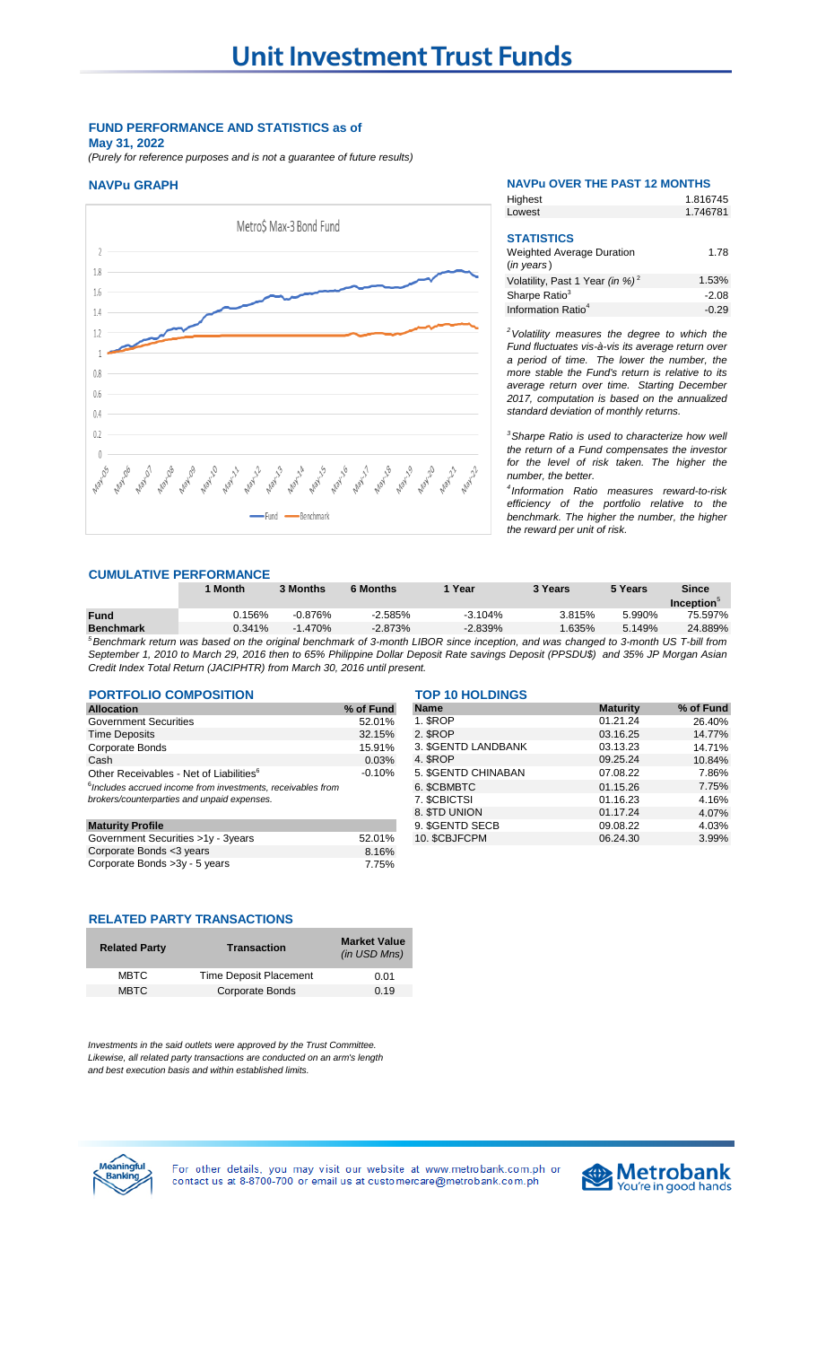# Unit Investment Trust Funds

**FUND PERFORMANCE AND STATISTICS as of**
**May 31, 2022**
*(Purely for reference purposes and is not a guarantee of future results)*

### NAVPu GRAPH

Metro$ Max-3 Bond Fund

Fund — Benchmark

### NAVPu OVER THE PAST 12 MONTHS

| | |
|---|---|
| Highest | 1.816745 |
| Lowest | 1.746781 |

### STATISTICS

| | |
|---|---|
| Weighted Average Duration (*in years*) | 1.78 |
| Volatility, Past 1 Year (*in %*) [2] | 1.53% |
| Sharpe Ratio [3] | -2.08 |
| Information Ratio [4] | -0.29 |

*[2] Volatility measures the degree to which the Fund fluctuates vis-à-vis its average return over a period of time. The lower the number, the more stable the Fund's return is relative to its average return over time. Starting December 2017, computation is based on the annualized standard deviation of monthly returns.*

*[3] Sharpe Ratio is used to characterize how well the return of a Fund compensates the investor for the level of risk taken. The higher the number, the better.*

*[4] Information Ratio measures reward-to-risk efficiency of the portfolio relative to the benchmark. The higher the number, the higher the reward per unit of risk.*

### CUMULATIVE PERFORMANCE

| | 1 Month | 3 Months | 6 Months | 1 Year | 3 Years | 5 Years | Since Inception [5] |
|---|---|---|---|---|---|---|---|
| **Fund** | 0.156% | -0.876% | -2.585% | -3.104% | 3.815% | 5.990% | 75.597% |
| **Benchmark** | 0.341% | -1.470% | -2.873% | -2.839% | 1.635% | 5.149% | 24.889% |

*[5] Benchmark return was based on the original benchmark of 3-month LIBOR since inception, and was changed to 3-month US T-bill from September 1, 2010 to March 29, 2016 then to 65% Philippine Dollar Deposit Rate savings Deposit (PPSDU$) and 35% JP Morgan Asian Credit Index Total Return (JACIPHTR) from March 30, 2016 until present.*

### PORTFOLIO COMPOSITION

| Allocation | % of Fund |
|---|---|
| Government Securities | 52.01% |
| Time Deposits | 32.15% |
| Corporate Bonds | 15.91% |
| Cash | 0.03% |
| Other Receivables - Net of Liabilities [6] | -0.10% |

*[6] Includes accrued income from investments, receivables from brokers/counterparties and unpaid expenses.*

| Maturity Profile | |
|---|---|
| Government Securities >1y - 3years | 52.01% |
| Corporate Bonds <3 years | 8.16% |
| Corporate Bonds >3y - 5 years | 7.75% |

### TOP 10 HOLDINGS

| Name | Maturity | % of Fund |
|---|---|---|
| 1. $ROP | 01.21.24 | 26.40% |
| 2. $ROP | 03.16.25 | 14.77% |
| 3. $GENTD LANDBANK | 03.13.23 | 14.71% |
| 4. $ROP | 09.25.24 | 10.84% |
| 5. $GENTD CHINABAN | 07.08.22 | 7.86% |
| 6. $CBMBTC | 01.15.26 | 7.75% |
| 7. $CBICTSI | 01.16.23 | 4.16% |
| 8. $TD UNION | 01.17.24 | 4.07% |
| 9. $GENTD SECB | 09.08.22 | 4.03% |
| 10. $CBJFCPM | 06.24.30 | 3.99% |

### RELATED PARTY TRANSACTIONS

| Related Party | Transaction | Market Value (*in USD Mns*) |
|---|---|---|
| MBTC | Time Deposit Placement | 0.01 |
| MBTC | Corporate Bonds | 0.19 |

*Investments in the said outlets were approved by the Trust Committee. Likewise, all related party transactions are conducted on an arm's length and best execution basis and within established limits.*

For other details, you may visit our website at www.metrobank.com.ph or contact us at 8-8700-700 or email us at customercare@metrobank.com.ph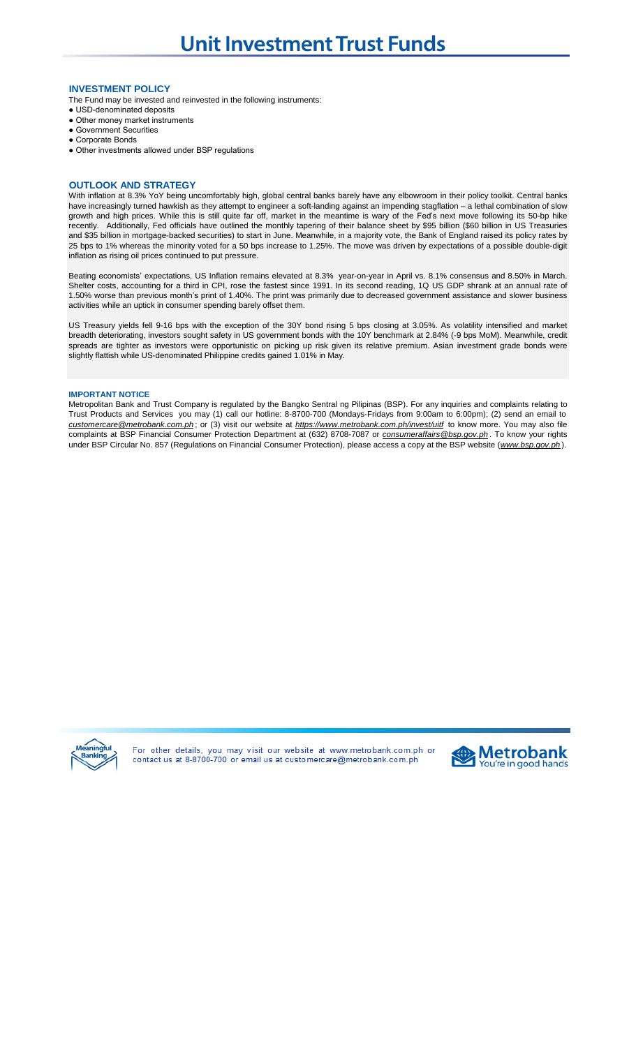# Unit Investment Trust Funds

### INVESTMENT POLICY

The Fund may be invested and reinvested in the following instruments:

- USD-denominated deposits
- Other money market instruments
- Government Securities
- Corporate Bonds
- Other investments allowed under BSP regulations

### OUTLOOK AND STRATEGY

With inflation at 8.3% YoY being uncomfortably high, global central banks barely have any elbowroom in their policy toolkit. Central banks have increasingly turned hawkish as they attempt to engineer a soft-landing against an impending stagflation – a lethal combination of slow growth and high prices. While this is still quite far off, market in the meantime is wary of the Fed's next move following its 50-bp hike recently. Additionally, Fed officials have outlined the monthly tapering of their balance sheet by $95 billion ($60 billion in US Treasuries and $35 billion in mortgage-backed securities) to start in June. Meanwhile, in a majority vote, the Bank of England raised its policy rates by 25 bps to 1% whereas the minority voted for a 50 bps increase to 1.25%. The move was driven by expectations of a possible double-digit inflation as rising oil prices continued to put pressure.

Beating economists' expectations, US Inflation remains elevated at 8.3% year-on-year in April vs. 8.1% consensus and 8.50% in March. Shelter costs, accounting for a third in CPI, rose the fastest since 1991. In its second reading, 1Q US GDP shrank at an annual rate of 1.50% worse than previous month's print of 1.40%. The print was primarily due to decreased government assistance and slower business activities while an uptick in consumer spending barely offset them.

US Treasury yields fell 9-16 bps with the exception of the 30Y bond rising 5 bps closing at 3.05%. As volatility intensified and market breadth deteriorating, investors sought safety in US government bonds with the 10Y benchmark at 2.84% (-9 bps MoM). Meanwhile, credit spreads are tighter as investors were opportunistic on picking up risk given its relative premium. Asian investment grade bonds were slightly flattish while US-denominated Philippine credits gained 1.01% in May.

### IMPORTANT NOTICE

Metropolitan Bank and Trust Company is regulated by the Bangko Sentral ng Pilipinas (BSP). For any inquiries and complaints relating to Trust Products and Services you may (1) call our hotline: 8-8700-700 (Mondays-Fridays from 9:00am to 6:00pm); (2) send an email to *customercare@metrobank.com.ph*; or (3) visit our website at *https://www.metrobank.com.ph/invest/uitf* to know more. You may also file complaints at BSP Financial Consumer Protection Department at (632) 8708-7087 or *consumeraffairs@bsp.gov.ph*. To know your rights under BSP Circular No. 857 (Regulations on Financial Consumer Protection), please access a copy at the BSP website (*www.bsp.gov.ph*).

For other details, you may visit our website at www.metrobank.com.ph or contact us at 8-8700-700 or email us at customercare@metrobank.com.ph